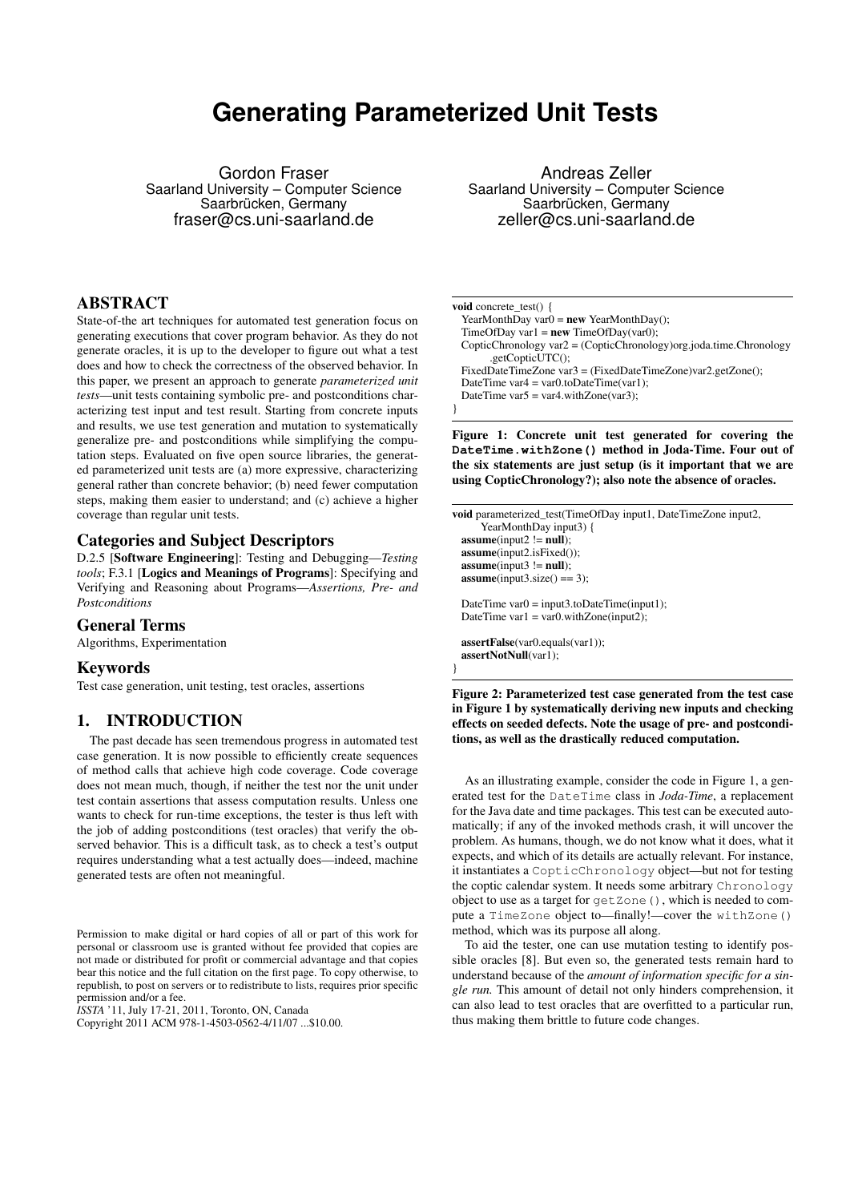# Generating Parameterized Unit Tests

Gordon Fraser
Saarland University – Computer Science
Saarbrücken, Germany
fraser@cs.uni-saarland.de

Andreas Zeller
Saarland University – Computer Science
Saarbrücken, Germany
zeller@cs.uni-saarland.de

## ABSTRACT

State-of-the art techniques for automated test generation focus on generating executions that cover program behavior. As they do not generate oracles, it is up to the developer to figure out what a test does and how to check the correctness of the observed behavior. In this paper, we present an approach to generate *parameterized unit tests*—unit tests containing symbolic pre- and postconditions characterizing test input and test result. Starting from concrete inputs and results, we use test generation and mutation to systematically generalize pre- and postconditions while simplifying the computation steps. Evaluated on five open source libraries, the generated parameterized unit tests are (a) more expressive, characterizing general rather than concrete behavior; (b) need fewer computation steps, making them easier to understand; and (c) achieve a higher coverage than regular unit tests.

### Categories and Subject Descriptors

D.2.5 [**Software Engineering**]: Testing and Debugging—*Testing tools*; F.3.1 [**Logics and Meanings of Programs**]: Specifying and Verifying and Reasoning about Programs—*Assertions, Pre- and Postconditions*

### General Terms

Algorithms, Experimentation

### Keywords

Test case generation, unit testing, test oracles, assertions

## 1. INTRODUCTION

The past decade has seen tremendous progress in automated test case generation. It is now possible to efficiently create sequences of method calls that achieve high code coverage. Code coverage does not mean much, though, if neither the test nor the unit under test contain assertions that assess computation results. Unless one wants to check for run-time exceptions, the tester is thus left with the job of adding postconditions (test oracles) that verify the observed behavior. This is a difficult task, as to check a test's output requires understanding what a test actually does—indeed, machine generated tests are often not meaningful.

Permission to make digital or hard copies of all or part of this work for personal or classroom use is granted without fee provided that copies are not made or distributed for profit or commercial advantage and that copies bear this notice and the full citation on the first page. To copy otherwise, to republish, to post on servers or to redistribute to lists, requires prior specific permission and/or a fee.
*ISSTA* '11, July 17-21, 2011, Toronto, ON, Canada
Copyright 2011 ACM 978-1-4503-0562-4/11/07 ...$10.00.

```
void concrete_test() {
  YearMonthDay var0 = new YearMonthDay();
  TimeOfDay var1 = new TimeOfDay(var0);
  CopticChronology var2 = (CopticChronology)org.joda.time.Chronology
        .getCopticUTC();
  FixedDateTimeZone var3 = (FixedDateTimeZone)var2.getZone();
  DateTime var4 = var0.toDateTime(var1);
  DateTime var5 = var4.withZone(var3);
}
```

**Figure 1: Concrete unit test generated for covering the `DateTime.withZone()` method in Joda-Time. Four out of the six statements are just setup (is it important that we are using CopticChronology?); also note the absence of oracles.**

```
void parameterized_test(TimeOfDay input1, DateTimeZone input2,
      YearMonthDay input3) {
  assume(input2 != null);
  assume(input2.isFixed());
  assume(input3 != null);
  assume(input3.size() == 3);

  DateTime var0 = input3.toDateTime(input1);
  DateTime var1 = var0.withZone(input2);

  assertFalse(var0.equals(var1));
  assertNotNull(var1);
}
```

**Figure 2: Parameterized test case generated from the test case in Figure 1 by systematically deriving new inputs and checking effects on seeded defects. Note the usage of pre- and postconditions, as well as the drastically reduced computation.**

As an illustrating example, consider the code in Figure 1, a generated test for the `DateTime` class in *Joda-Time*, a replacement for the Java date and time packages. This test can be executed automatically; if any of the invoked methods crash, it will uncover the problem. As humans, though, we do not know what it does, what it expects, and which of its details are actually relevant. For instance, it instantiates a `CopticChronology` object—but not for testing the coptic calendar system. It needs some arbitrary `Chronology` object to use as a target for `getZone()`, which is needed to compute a `TimeZone` object to—finally!—cover the `withZone()` method, which was its purpose all along.

To aid the tester, one can use mutation testing to identify possible oracles [8]. But even so, the generated tests remain hard to understand because of the *amount of information specific for a single run.* This amount of detail not only hinders comprehension, it can also lead to test oracles that are overfitted to a particular run, thus making them brittle to future code changes.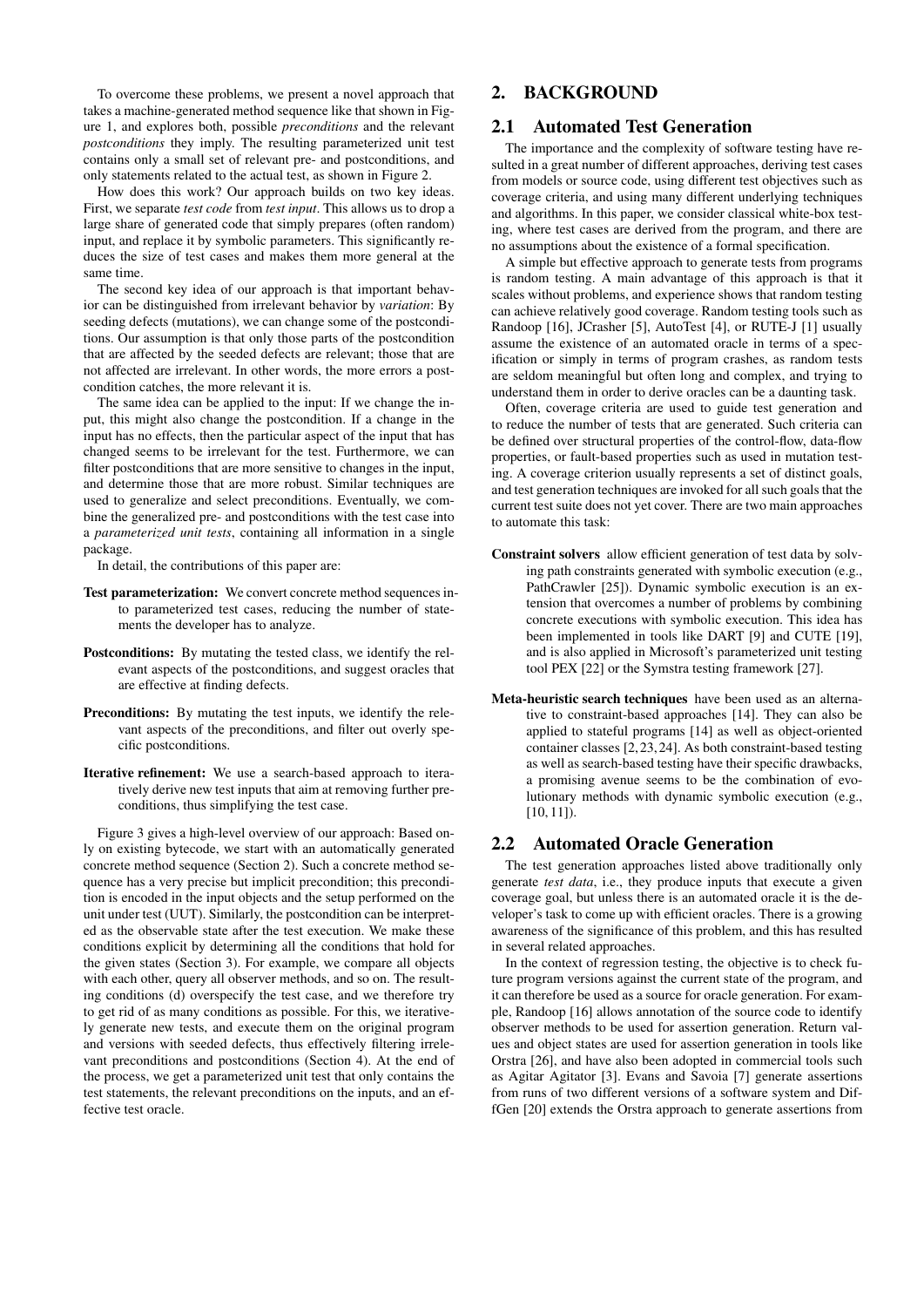To overcome these problems, we present a novel approach that takes a machine-generated method sequence like that shown in Figure 1, and explores both, possible *preconditions* and the relevant *postconditions* they imply. The resulting parameterized unit test contains only a small set of relevant pre- and postconditions, and only statements related to the actual test, as shown in Figure 2.

How does this work? Our approach builds on two key ideas. First, we separate *test code* from *test input*. This allows us to drop a large share of generated code that simply prepares (often random) input, and replace it by symbolic parameters. This significantly reduces the size of test cases and makes them more general at the same time.

The second key idea of our approach is that important behavior can be distinguished from irrelevant behavior by *variation*: By seeding defects (mutations), we can change some of the postconditions. Our assumption is that only those parts of the postcondition that are affected by the seeded defects are relevant; those that are not affected are irrelevant. In other words, the more errors a postcondition catches, the more relevant it is.

The same idea can be applied to the input: If we change the input, this might also change the postcondition. If a change in the input has no effects, then the particular aspect of the input that has changed seems to be irrelevant for the test. Furthermore, we can filter postconditions that are more sensitive to changes in the input, and determine those that are more robust. Similar techniques are used to generalize and select preconditions. Eventually, we combine the generalized pre- and postconditions with the test case into a *parameterized unit tests*, containing all information in a single package.

In detail, the contributions of this paper are:

**Test parameterization:** We convert concrete method sequences into parameterized test cases, reducing the number of statements the developer has to analyze.

**Postconditions:** By mutating the tested class, we identify the relevant aspects of the postconditions, and suggest oracles that are effective at finding defects.

**Preconditions:** By mutating the test inputs, we identify the relevant aspects of the preconditions, and filter out overly specific postconditions.

**Iterative refinement:** We use a search-based approach to iteratively derive new test inputs that aim at removing further preconditions, thus simplifying the test case.

Figure 3 gives a high-level overview of our approach: Based only on existing bytecode, we start with an automatically generated concrete method sequence (Section 2). Such a concrete method sequence has a very precise but implicit precondition; this precondition is encoded in the input objects and the setup performed on the unit under test (UUT). Similarly, the postcondition can be interpreted as the observable state after the test execution. We make these conditions explicit by determining all the conditions that hold for the given states (Section 3). For example, we compare all objects with each other, query all observer methods, and so on. The resulting conditions (d) overspecify the test case, and we therefore try to get rid of as many conditions as possible. For this, we iteratively generate new tests, and execute them on the original program and versions with seeded defects, thus effectively filtering irrelevant preconditions and postconditions (Section 4). At the end of the process, we get a parameterized unit test that only contains the test statements, the relevant preconditions on the inputs, and an effective test oracle.

# 2. BACKGROUND

## 2.1 Automated Test Generation

The importance and the complexity of software testing have resulted in a great number of different approaches, deriving test cases from models or source code, using different test objectives such as coverage criteria, and using many different underlying techniques and algorithms. In this paper, we consider classical white-box testing, where test cases are derived from the program, and there are no assumptions about the existence of a formal specification.

A simple but effective approach to generate tests from programs is random testing. A main advantage of this approach is that it scales without problems, and experience shows that random testing can achieve relatively good coverage. Random testing tools such as Randoop [16], JCrasher [5], AutoTest [4], or RUTE-J [1] usually assume the existence of an automated oracle in terms of a specification or simply in terms of program crashes, as random tests are seldom meaningful but often long and complex, and trying to understand them in order to derive oracles can be a daunting task.

Often, coverage criteria are used to guide test generation and to reduce the number of tests that are generated. Such criteria can be defined over structural properties of the control-flow, data-flow properties, or fault-based properties such as used in mutation testing. A coverage criterion usually represents a set of distinct goals, and test generation techniques are invoked for all such goals that the current test suite does not yet cover. There are two main approaches to automate this task:

**Constraint solvers** allow efficient generation of test data by solving path constraints generated with symbolic execution (e.g., PathCrawler [25]). Dynamic symbolic execution is an extension that overcomes a number of problems by combining concrete executions with symbolic execution. This idea has been implemented in tools like DART [9] and CUTE [19], and is also applied in Microsoft's parameterized unit testing tool PEX [22] or the Symstra testing framework [27].

**Meta-heuristic search techniques** have been used as an alternative to constraint-based approaches [14]. They can also be applied to stateful programs [14] as well as object-oriented container classes [2, 23, 24]. As both constraint-based testing as well as search-based testing have their specific drawbacks, a promising avenue seems to be the combination of evolutionary methods with dynamic symbolic execution (e.g., [10, 11]).

## 2.2 Automated Oracle Generation

The test generation approaches listed above traditionally only generate *test data*, i.e., they produce inputs that execute a given coverage goal, but unless there is an automated oracle it is the developer's task to come up with efficient oracles. There is a growing awareness of the significance of this problem, and this has resulted in several related approaches.

In the context of regression testing, the objective is to check future program versions against the current state of the program, and it can therefore be used as a source for oracle generation. For example, Randoop [16] allows annotation of the source code to identify observer methods to be used for assertion generation. Return values and object states are used for assertion generation in tools like Orstra [26], and have also been adopted in commercial tools such as Agitar Agitator [3]. Evans and Savoia [7] generate assertions from runs of two different versions of a software system and DiffGen [20] extends the Orstra approach to generate assertions from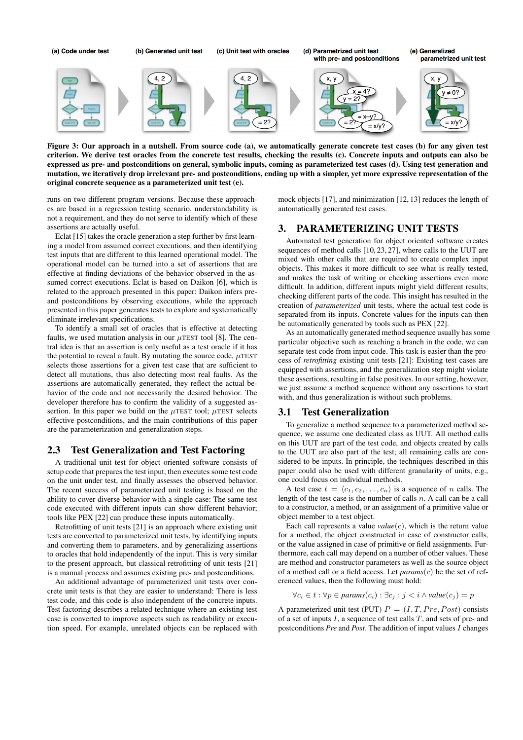**Figure 3: Our approach in a nutshell. From source code (a), we automatically generate concrete test cases (b) for any given test criterion. We derive test oracles from the concrete test results, checking the results (c). Concrete inputs and outputs can also be expressed as pre- and postconditions on general, symbolic inputs, coming as parameterized test cases (d). Using test generation and mutation, we iteratively drop irrelevant pre- and postconditions, ending up with a simpler, yet more expressive representation of the original concrete sequence as a parameterized unit test (e).**

runs on two different program versions. Because these approaches are based in a regression testing scenario, understandability is not a requirement, and they do not serve to identify which of these assertions are actually useful.

Eclat [15] takes the oracle generation a step further by first learning a model from assumed correct executions, and then identifying test inputs that are different to this learned operational model. The operational model can be turned into a set of assertions that are effective at finding deviations of the behavior observed in the assumed correct executions. Eclat is based on Daikon [6], which is related to the approach presented in this paper: Daikon infers pre- and postconditions by observing executions, while the approach presented in this paper generates tests to explore and systematically eliminate irrelevant specifications.

To identify a small set of oracles that is effective at detecting faults, we used mutation analysis in our $\mu$TEST tool [8]. The central idea is that an assertion is only useful as a test oracle if it has the potential to reveal a fault. By mutating the source code, $\mu$TEST selects those assertions for a given test case that are sufficient to detect all mutations, thus also detecting most real faults. As the assertions are automatically generated, they reflect the actual behavior of the code and not necessarily the desired behavior. The developer therefore has to confirm the validity of a suggested assertion. In this paper we build on the $\mu$TEST tool; $\mu$TEST selects effective postconditions, and the main contributions of this paper are the parameterization and generalization steps.

## 2.3 Test Generalization and Test Factoring

A traditional unit test for object oriented software consists of setup code that prepares the test input, then executes some test code on the unit under test, and finally assesses the observed behavior. The recent success of parameterized unit testing is based on the ability to cover diverse behavior with a single case: The same test code executed with different inputs can show different behavior; tools like PEX [22] can produce these inputs automatically.

Retrofitting of unit tests [21] is an approach where existing unit tests are converted to parameterized unit tests, by identifying inputs and converting them to parameters, and by generalizing assertions to oracles that hold independently of the input. This is very similar to the present approach, but classical retrofitting of unit tests [21] is a manual process and assumes existing pre- and postconditions.

An additional advantage of parameterized unit tests over concrete unit tests is that they are easier to understand: There is less test code, and this code is also independent of the concrete inputs. Test factoring describes a related technique where an existing test case is converted to improve aspects such as readability or execution speed. For example, unrelated objects can be replaced with mock objects [17], and minimization [12, 13] reduces the length of automatically generated test cases.

# 3. PARAMETERIZING UNIT TESTS

Automated test generation for object oriented software creates sequences of method calls [10, 23, 27], where calls to the UUT are mixed with other calls that are required to create complex input objects. This makes it more difficult to see what is really tested, and makes the task of writing or checking assertions even more difficult. In addition, different inputs might yield different results, checking different parts of the code. This insight has resulted in the creation of *parameterized* unit tests, where the actual test code is separated from its inputs. Concrete values for the inputs can then be automatically generated by tools such as PEX [22].

As an automatically generated method sequence usually has some particular objective such as reaching a branch in the code, we can separate test code from input code. This task is easier than the process of *retrofitting* existing unit tests [21]: Existing test cases are equipped with assertions, and the generalization step might violate these assertions, resulting in false positives. In our setting, however, we just assume a method sequence without any assertions to start with, and thus generalization is without such problems.

## 3.1 Test Generalization

To generalize a method sequence to a parameterized method sequence, we assume one dedicated class as UUT. All method calls on this UUT are part of the test code, and objects created by calls to the UUT are also part of the test; all remaining calls are considered to be inputs. In principle, the techniques described in this paper could also be used with different granularity of units, e.g., one could focus on individual methods.

A test case $t = \langle c_1, c_2, \ldots, c_n \rangle$ is a sequence of $n$ calls. The length of the test case is the number of calls $n$. A call can be a call to a constructor, a method, or an assignment of a primitive value or object member to a test object.

Each call represents a value $value(c)$, which is the return value for a method, the object constructed in case of constructor calls, or the value assigned in case of primitive or field assignments. Furthermore, each call may depend on a number of other values. These are method and constructor parameters as well as the source object of a method call or a field access. Let $params(c)$ be the set of referenced values, then the following must hold:

$$\forall c_i \in t : \forall p \in params(c_i) : \exists c_j : j < i \wedge value(c_j) = p$$

A parameterized unit test (PUT) $P = (I, T, Pre, Post)$ consists of a set of inputs $I$, a sequence of test calls $T$, and sets of pre- and postconditions *Pre* and *Post*. The addition of input values $I$ changes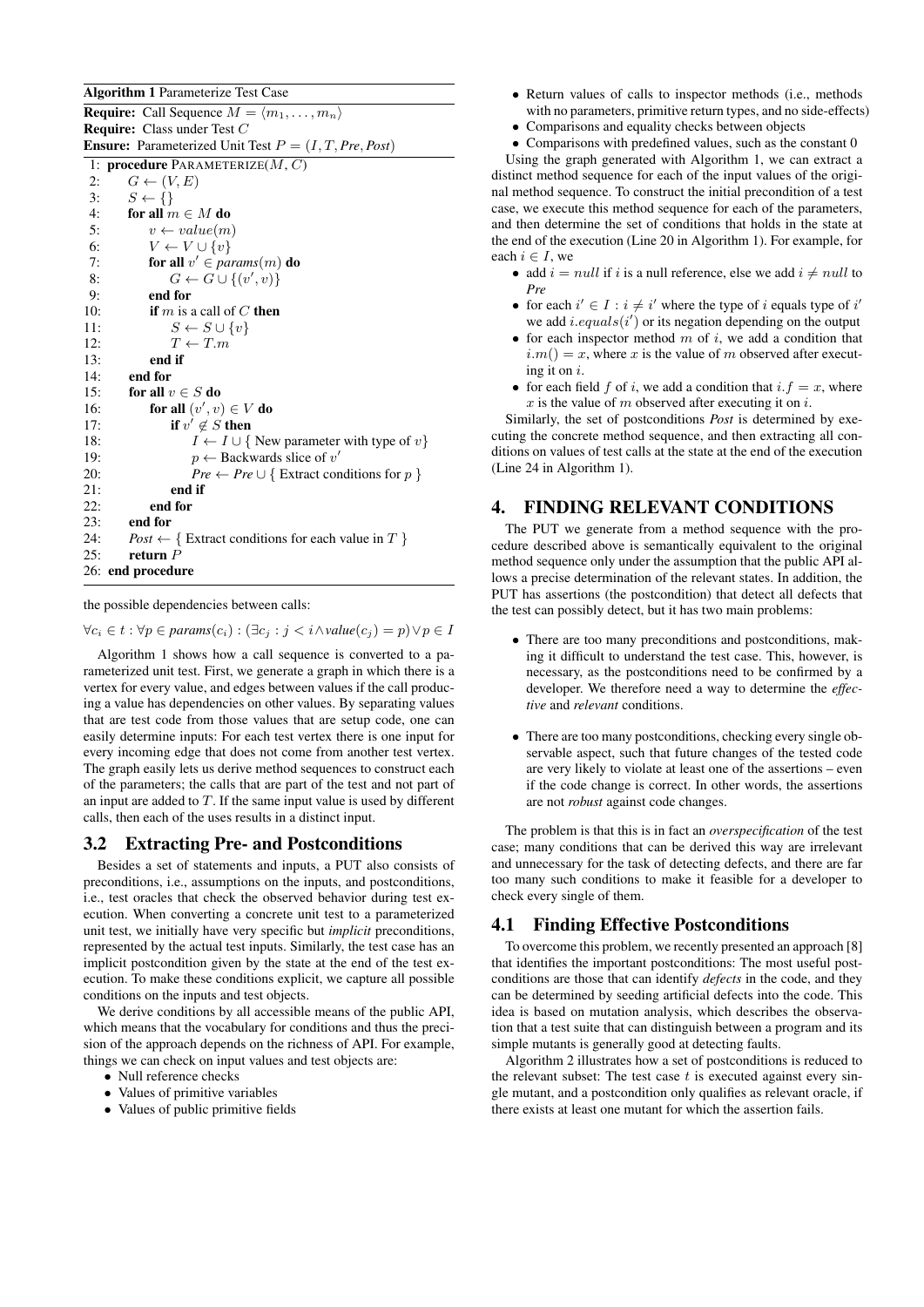**Algorithm 1** Parameterize Test Case

```
Require: Call Sequence M = ⟨m_1, ..., m_n⟩
Require: Class under Test C
Ensure: Parameterized Unit Test P = (I, T, Pre, Post)
 1: procedure PARAMETERIZE(M, C)
 2:     G ← (V, E)
 3:     S ← {}
 4:     for all m ∈ M do
 5:         v ← value(m)
 6:         V ← V ∪ {v}
 7:         for all v' ∈ params(m) do
 8:             G ← G ∪ {(v', v)}
 9:         end for
10:         if m is a call of C then
11:             S ← S ∪ {v}
12:             T ← T.m
13:         end if
14:     end for
15:     for all v ∈ S do
16:         for all (v', v) ∈ V do
17:             if v' ∉ S then
18:                 I ← I ∪ { New parameter with type of v}
19:                 p ← Backwards slice of v'
20:                 Pre ← Pre ∪ { Extract conditions for p }
21:             end if
22:         end for
23:     end for
24:     Post ← { Extract conditions for each value in T }
25:     return P
26: end procedure
```

the possible dependencies between calls:

$$\forall c_i \in t : \forall p \in \textit{params}(c_i) : (\exists c_j : j < i \land \textit{value}(c_j) = p) \lor p \in I$$

Algorithm 1 shows how a call sequence is converted to a parameterized unit test. First, we generate a graph in which there is a vertex for every value, and edges between values if the call producing a value has dependencies on other values. By separating values that are test code from those values that are setup code, one can easily determine inputs: For each test vertex there is one input for every incoming edge that does not come from another test vertex. The graph easily lets us derive method sequences to construct each of the parameters; the calls that are part of the test and not part of an input are added to $T$. If the same input value is used by different calls, then each of the uses results in a distinct input.

## 3.2 Extracting Pre- and Postconditions

Besides a set of statements and inputs, a PUT also consists of preconditions, i.e., assumptions on the inputs, and postconditions, i.e., test oracles that check the observed behavior during test execution. When converting a concrete unit test to a parameterized unit test, we initially have very specific but *implicit* preconditions, represented by the actual test inputs. Similarly, the test case has an implicit postcondition given by the state at the end of the test execution. To make these conditions explicit, we capture all possible conditions on the inputs and test objects.

We derive conditions by all accessible means of the public API, which means that the vocabulary for conditions and thus the precision of the approach depends on the richness of API. For example, things we can check on input values and test objects are:

- Null reference checks
- Values of primitive variables
- Values of public primitive fields
- Return values of calls to inspector methods (i.e., methods with no parameters, primitive return types, and no side-effects)
- Comparisons and equality checks between objects
- Comparisons with predefined values, such as the constant 0

Using the graph generated with Algorithm 1, we can extract a distinct method sequence for each of the input values of the original method sequence. To construct the initial precondition of a test case, we execute this method sequence for each of the parameters, and then determine the set of conditions that holds in the state at the end of the execution (Line 20 in Algorithm 1). For example, for each $i \in I$, we

- add $i = null$ if $i$ is a null reference, else we add $i \neq null$ to *Pre*
- for each $i' \in I : i \neq i'$ where the type of $i$ equals type of $i'$ we add $i.equals(i')$ or its negation depending on the output
- for each inspector method $m$ of $i$, we add a condition that $i.m() = x$, where $x$ is the value of $m$ observed after executing it on $i$.
- for each field $f$ of $i$, we add a condition that $i.f = x$, where $x$ is the value of $m$ observed after executing it on $i$.

Similarly, the set of postconditions *Post* is determined by executing the concrete method sequence, and then extracting all conditions on values of test calls at the state at the end of the execution (Line 24 in Algorithm 1).

# 4. FINDING RELEVANT CONDITIONS

The PUT we generate from a method sequence with the procedure described above is semantically equivalent to the original method sequence only under the assumption that the public API allows a precise determination of the relevant states. In addition, the PUT has assertions (the postcondition) that detect all defects that the test can possibly detect, but it has two main problems:

- There are too many preconditions and postconditions, making it difficult to understand the test case. This, however, is necessary, as the postconditions need to be confirmed by a developer. We therefore need a way to determine the *effective* and *relevant* conditions.
- There are too many postconditions, checking every single observable aspect, such that future changes of the tested code are very likely to violate at least one of the assertions – even if the code change is correct. In other words, the assertions are not *robust* against code changes.

The problem is that this is in fact an *overspecification* of the test case; many conditions that can be derived this way are irrelevant and unnecessary for the task of detecting defects, and there are far too many such conditions to make it feasible for a developer to check every single of them.

## 4.1 Finding Effective Postconditions

To overcome this problem, we recently presented an approach [8] that identifies the important postconditions: The most useful postconditions are those that can identify *defects* in the code, and they can be determined by seeding artificial defects into the code. This idea is based on mutation analysis, which describes the observation that a test suite that can distinguish between a program and its simple mutants is generally good at detecting faults.

Algorithm 2 illustrates how a set of postconditions is reduced to the relevant subset: The test case $t$ is executed against every single mutant, and a postcondition only qualifies as relevant oracle, if there exists at least one mutant for which the assertion fails.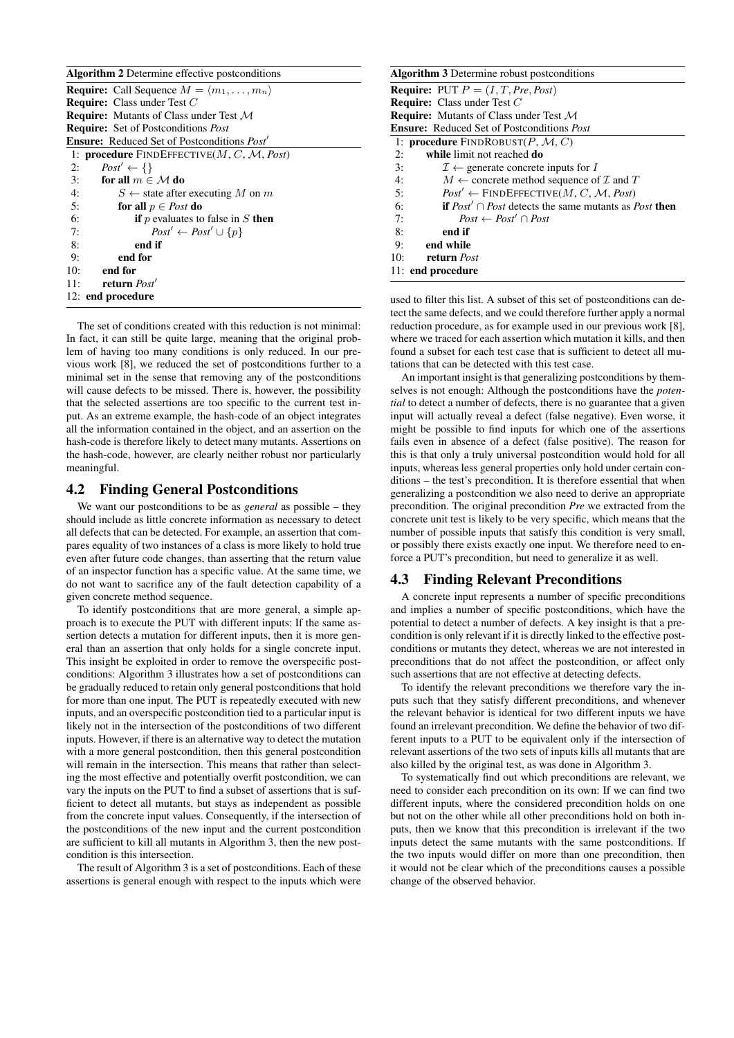**Algorithm 2** Determine effective postconditions

```
Require: Call Sequence M = ⟨m_1, ..., m_n⟩
Require: Class under Test C
Require: Mutants of Class under Test 𝓜
Require: Set of Postconditions Post
Ensure: Reduced Set of Postconditions Post'
 1: procedure FINDEFFECTIVE(M, C, 𝓜, Post)
 2:     Post' ← {}
 3:     for all m ∈ 𝓜 do
 4:         S ← state after executing M on m
 5:         for all p ∈ Post do
 6:             if p evaluates to false in S then
 7:                 Post' ← Post' ∪ {p}
 8:             end if
 9:         end for
10:     end for
11:     return Post'
12: end procedure
```

The set of conditions created with this reduction is not minimal: In fact, it can still be quite large, meaning that the original problem of having too many conditions is only reduced. In our previous work [8], we reduced the set of postconditions further to a minimal set in the sense that removing any of the postconditions will cause defects to be missed. There is, however, the possibility that the selected assertions are too specific to the current test input. As an extreme example, the hash-code of an object integrates all the information contained in the object, and an assertion on the hash-code is therefore likely to detect many mutants. Assertions on the hash-code, however, are clearly neither robust nor particularly meaningful.

## 4.2 Finding General Postconditions

We want our postconditions to be as *general* as possible – they should include as little concrete information as necessary to detect all defects that can be detected. For example, an assertion that compares equality of two instances of a class is more likely to hold true even after future code changes, than asserting that the return value of an inspector function has a specific value. At the same time, we do not want to sacrifice any of the fault detection capability of a given concrete method sequence.

To identify postconditions that are more general, a simple approach is to execute the PUT with different inputs: If the same assertion detects a mutation for different inputs, then it is more general than an assertion that only holds for a single concrete input. This insight be exploited in order to remove the overspecific postconditions: Algorithm 3 illustrates how a set of postconditions can be gradually reduced to retain only general postconditions that hold for more than one input. The PUT is repeatedly executed with new inputs, and an overspecific postcondition tied to a particular input is likely not in the intersection of the postconditions of two different inputs. However, if there is an alternative way to detect the mutation with a more general postcondition, then this general postcondition will remain in the intersection. This means that rather than selecting the most effective and potentially overfit postcondition, we can vary the inputs on the PUT to find a subset of assertions that is sufficient to detect all mutants, but stays as independent as possible from the concrete input values. Consequently, if the intersection of the postconditions of the new input and the current postcondition are sufficient to kill all mutants in Algorithm 3, then the new postcondition is this intersection.

The result of Algorithm 3 is a set of postconditions. Each of these assertions is general enough with respect to the inputs which were

**Algorithm 3** Determine robust postconditions

```
Require: PUT P = (I, T, Pre, Post)
Require: Class under Test C
Require: Mutants of Class under Test 𝓜
Ensure: Reduced Set of Postconditions Post
 1: procedure FINDROBUST(P, 𝓜, C)
 2:     while limit not reached do
 3:         𝓘 ← generate concrete inputs for I
 4:         M ← concrete method sequence of 𝓘 and T
 5:         Post' ← FINDEFFECTIVE(M, C, 𝓜, Post)
 6:         if Post' ∩ Post detects the same mutants as Post then
 7:             Post ← Post' ∩ Post
 8:         end if
 9:     end while
10:     return Post
11: end procedure
```

used to filter this list. A subset of this set of postconditions can detect the same defects, and we could therefore further apply a normal reduction procedure, as for example used in our previous work [8], where we traced for each assertion which mutation it kills, and then found a subset for each test case that is sufficient to detect all mutations that can be detected with this test case.

An important insight is that generalizing postconditions by themselves is not enough: Although the postconditions have the *potential* to detect a number of defects, there is no guarantee that a given input will actually reveal a defect (false negative). Even worse, it might be possible to find inputs for which one of the assertions fails even in absence of a defect (false positive). The reason for this is that only a truly universal postcondition would hold for all inputs, whereas less general properties only hold under certain conditions – the test's precondition. It is therefore essential that when generalizing a postcondition we also need to derive an appropriate precondition. The original precondition *Pre* we extracted from the concrete unit test is likely to be very specific, which means that the number of possible inputs that satisfy this condition is very small, or possibly there exists exactly one input. We therefore need to enforce a PUT's precondition, but need to generalize it as well.

## 4.3 Finding Relevant Preconditions

A concrete input represents a number of specific preconditions and implies a number of specific postconditions, which have the potential to detect a number of defects. A key insight is that a precondition is only relevant if it is directly linked to the effective postconditions or mutants they detect, whereas we are not interested in preconditions that do not affect the postcondition, or affect only such assertions that are not effective at detecting defects.

To identify the relevant preconditions we therefore vary the inputs such that they satisfy different preconditions, and whenever the relevant behavior is identical for two different inputs we have found an irrelevant precondition. We define the behavior of two different inputs to a PUT to be equivalent only if the intersection of relevant assertions of the two sets of inputs kills all mutants that are also killed by the original test, as was done in Algorithm 3.

To systematically find out which preconditions are relevant, we need to consider each precondition on its own: If we can find two different inputs, where the considered precondition holds on one but not on the other while all other preconditions hold on both inputs, then we know that this precondition is irrelevant if the two inputs detect the same mutants with the same postconditions. If the two inputs would differ on more than one precondition, then it would not be clear which of the preconditions causes a possible change of the observed behavior.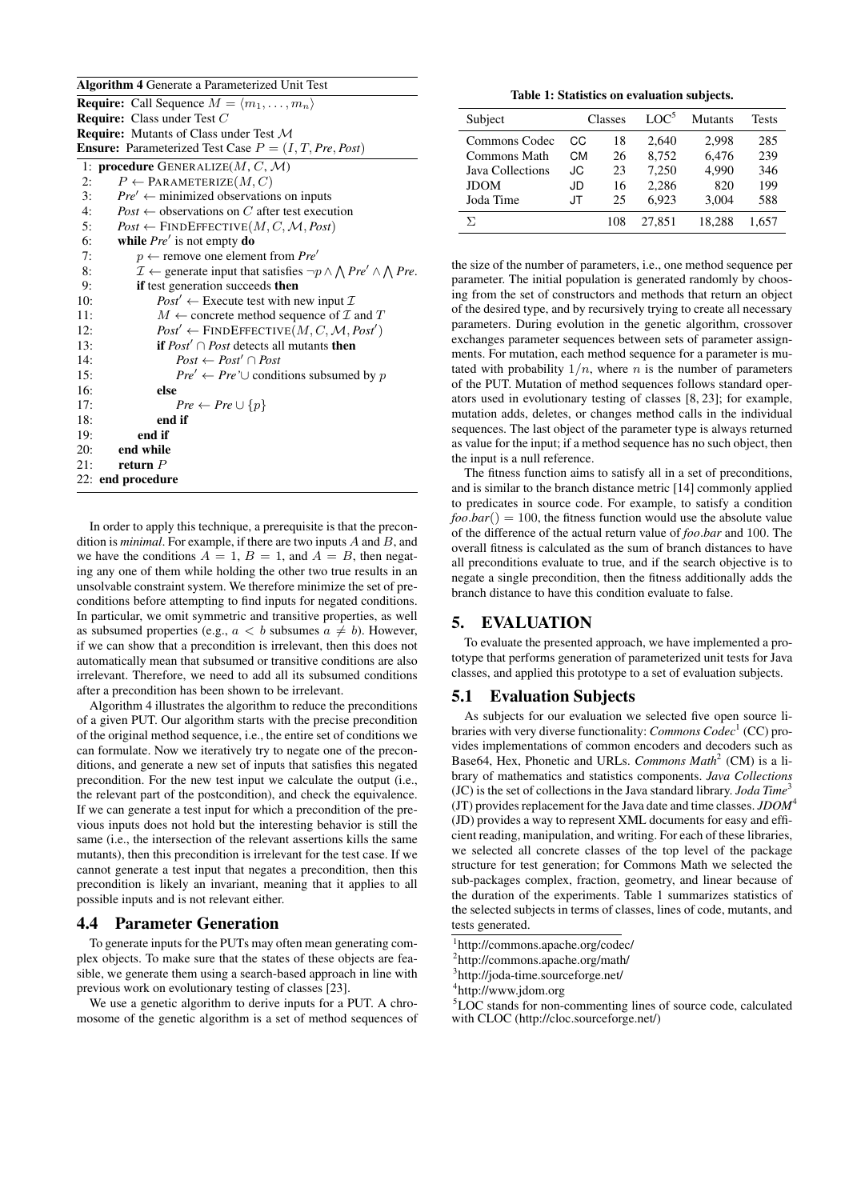**Algorithm 4** Generate a Parameterized Unit Test

```
Require: Call Sequence M = ⟨m_1, ..., m_n⟩
Require: Class under Test C
Require: Mutants of Class under Test 𝓜
Ensure: Parameterized Test Case P = (I, T, Pre, Post)
 1: procedure GENERALIZE(M, C, 𝓜)
 2:     P ← PARAMETERIZE(M, C)
 3:     Pre' ← minimized observations on inputs
 4:     Post ← observations on C after test execution
 5:     Post ← FINDEFFECTIVE(M, C, 𝓜, Post)
 6:     while Pre' is not empty do
 7:         p ← remove one element from Pre'
 8:         𝓘 ← generate input that satisfies ¬p ∧ ⋀Pre' ∧ ⋀Pre.
 9:         if test generation succeeds then
10:             Post' ← Execute test with new input 𝓘
11:             M ← concrete method sequence of 𝓘 and T
12:             Post' ← FINDEFFECTIVE(M, C, 𝓜, Post')
13:             if Post' ∩ Post detects all mutants then
14:                 Post ← Post' ∩ Post
15:                 Pre' ← Pre' ∪ conditions subsumed by p
16:             else
17:                 Pre ← Pre ∪ {p}
18:             end if
19:         end if
20:     end while
21:     return P
22: end procedure
```

In order to apply this technique, a prerequisite is that the precondition is *minimal*. For example, if there are two inputs $A$ and $B$, and we have the conditions $A = 1$, $B = 1$, and $A = B$, then negating any one of them while holding the other two true results in an unsolvable constraint system. We therefore minimize the set of preconditions before attempting to find inputs for negated conditions. In particular, we omit symmetric and transitive properties, as well as subsumed properties (e.g., $a < b$ subsumes $a \neq b$). However, if we can show that a precondition is irrelevant, then this does not automatically mean that subsumed or transitive conditions are also irrelevant. Therefore, we need to add all its subsumed conditions after a precondition has been shown to be irrelevant.

Algorithm 4 illustrates the algorithm to reduce the preconditions of a given PUT. Our algorithm starts with the precise precondition of the original method sequence, i.e., the entire set of conditions we can formulate. Now we iteratively try to negate one of the preconditions, and generate a new set of inputs that satisfies this negated precondition. For the new test input we calculate the output (i.e., the relevant part of the postcondition), and check the equivalence. If we can generate a test input for which a precondition of the previous inputs does not hold but the interesting behavior is still the same (i.e., the intersection of the relevant assertions kills the same mutants), then this precondition is irrelevant for the test case. If we cannot generate a test input that negates a precondition, then this precondition is likely an invariant, meaning that it applies to all possible inputs and is not relevant either.

## 4.4 Parameter Generation

To generate inputs for the PUTs may often mean generating complex objects. To make sure that the states of these objects are feasible, we generate them using a search-based approach in line with previous work on evolutionary testing of classes [23].

We use a genetic algorithm to derive inputs for a PUT. A chromosome of the genetic algorithm is a set of method sequences of the size of the number of parameters, i.e., one method sequence per parameter. The initial population is generated randomly by choosing from the set of constructors and methods that return an object of the desired type, and by recursively trying to create all necessary parameters. During evolution in the genetic algorithm, crossover exchanges parameter sequences between sets of parameter assignments. For mutation, each method sequence for a parameter is mutated with probability $1/n$, where $n$ is the number of parameters of the PUT. Mutation of method sequences follows standard operators used in evolutionary testing of classes [8, 23]; for example, mutation adds, deletes, or changes method calls in the individual sequences. The last object of the parameter type is always returned as value for the input; if a method sequence has no such object, then the input is a null reference.

The fitness function aims to satisfy all in a set of preconditions, and is similar to the branch distance metric [14] commonly applied to predicates in source code. For example, to satisfy a condition $foo.bar() = 100$, the fitness function would use the absolute value of the difference of the actual return value of *foo.bar* and 100. The overall fitness is calculated as the sum of branch distances to have all preconditions evaluate to true, and if the search objective is to negate a single precondition, then the fitness additionally adds the branch distance to have this condition evaluate to false.

# 5. EVALUATION

To evaluate the presented approach, we have implemented a prototype that performs generation of parameterized unit tests for Java classes, and applied this prototype to a set of evaluation subjects.

## 5.1 Evaluation Subjects

As subjects for our evaluation we selected five open source libraries with very diverse functionality: *Commons Codec*[1] (CC) provides implementations of common encoders and decoders such as Base64, Hex, Phonetic and URLs. *Commons Math*[2] (CM) is a library of mathematics and statistics components. *Java Collections* (JC) is the set of collections in the Java standard library. *Joda Time*[3] (JT) provides replacement for the Java date and time classes. *JDOM*[4] (JD) provides a way to represent XML documents for easy and efficient reading, manipulation, and writing. For each of these libraries, we selected all concrete classes of the top level of the package structure for test generation; for Commons Math we selected the sub-packages complex, fraction, geometry, and linear because of the duration of the experiments. Table 1 summarizes statistics of the selected subjects in terms of classes, lines of code, mutants, and tests generated.

**Table 1: Statistics on evaluation subjects.**

| Subject | | Classes | LOC[5] | Mutants | Tests |
|---|---|---|---|---|---|
| Commons Codec | CC | 18 | 2,640 | 2,998 | 285 |
| Commons Math | CM | 26 | 8,752 | 6,476 | 239 |
| Java Collections | JC | 23 | 7,250 | 4,990 | 346 |
| JDOM | JD | 16 | 2,286 | 820 | 199 |
| Joda Time | JT | 25 | 6,923 | 3,004 | 588 |
| Σ | | 108 | 27,851 | 18,288 | 1,657 |

[1] http://commons.apache.org/codec/
[2] http://commons.apache.org/math/
[3] http://joda-time.sourceforge.net/
[4] http://www.jdom.org
[5] LOC stands for non-commenting lines of source code, calculated with CLOC (http://cloc.sourceforge.net/)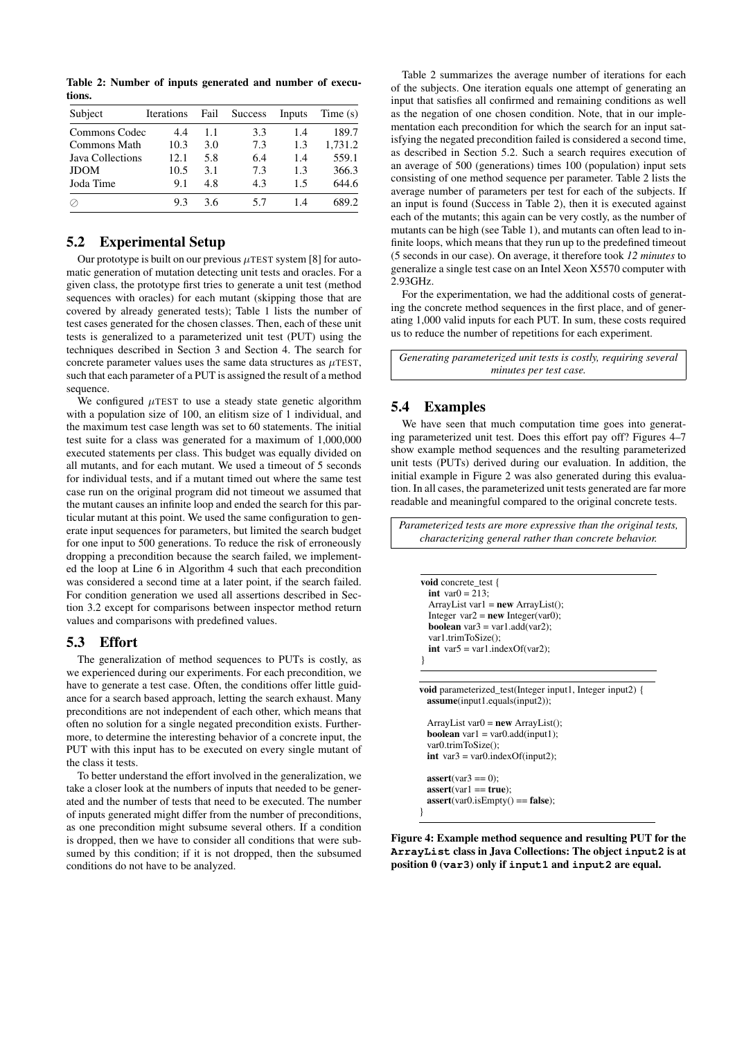**Table 2: Number of inputs generated and number of executions.**

| Subject | Iterations | Fail | Success | Inputs | Time (s) |
|---|---|---|---|---|---|
| Commons Codec | 4.4 | 1.1 | 3.3 | 1.4 | 189.7 |
| Commons Math | 10.3 | 3.0 | 7.3 | 1.3 | 1,731.2 |
| Java Collections | 12.1 | 5.8 | 6.4 | 1.4 | 559.1 |
| JDOM | 10.5 | 3.1 | 7.3 | 1.3 | 366.3 |
| Joda Time | 9.1 | 4.8 | 4.3 | 1.5 | 644.6 |
| ⊘ | 9.3 | 3.6 | 5.7 | 1.4 | 689.2 |

## 5.2 Experimental Setup

Our prototype is built on our previous $\mu$TEST system [8] for automatic generation of mutation detecting unit tests and oracles. For a given class, the prototype first tries to generate a unit test (method sequences with oracles) for each mutant (skipping those that are covered by already generated tests); Table 1 lists the number of test cases generated for the chosen classes. Then, each of these unit tests is generalized to a parameterized unit test (PUT) using the techniques described in Section 3 and Section 4. The search for concrete parameter values uses the same data structures as $\mu$TEST, such that each parameter of a PUT is assigned the result of a method sequence.

We configured $\mu$TEST to use a steady state genetic algorithm with a population size of 100, an elitism size of 1 individual, and the maximum test case length was set to 60 statements. The initial test suite for a class was generated for a maximum of 1,000,000 executed statements per class. This budget was equally divided on all mutants, and for each mutant. We used a timeout of 5 seconds for individual tests, and if a mutant timed out where the same test case run on the original program did not timeout we assumed that the mutant causes an infinite loop and ended the search for this particular mutant at this point. We used the same configuration to generate input sequences for parameters, but limited the search budget for one input to 500 generations. To reduce the risk of erroneously dropping a precondition because the search failed, we implemented the loop at Line 6 in Algorithm 4 such that each precondition was considered a second time at a later point, if the search failed. For condition generation we used all assertions described in Section 3.2 except for comparisons between inspector method return values and comparisons with predefined values.

## 5.3 Effort

The generalization of method sequences to PUTs is costly, as we experienced during our experiments. For each precondition, we have to generate a test case. Often, the conditions offer little guidance for a search based approach, letting the search exhaust. Many preconditions are not independent of each other, which means that often no solution for a single negated precondition exists. Furthermore, to determine the interesting behavior of a concrete input, the PUT with this input has to be executed on every single mutant of the class it tests.

To better understand the effort involved in the generalization, we take a closer look at the numbers of inputs that needed to be generated and the number of tests that need to be executed. The number of inputs generated might differ from the number of preconditions, as one precondition might subsume several others. If a condition is dropped, then we have to consider all conditions that were subsumed by this condition; if it is not dropped, then the subsumed conditions do not have to be analyzed.

Table 2 summarizes the average number of iterations for each of the subjects. One iteration equals one attempt of generating an input that satisfies all confirmed and remaining conditions as well as the negation of one chosen condition. Note, that in our implementation each precondition for which the search for an input satisfying the negated precondition failed is considered a second time, as described in Section 5.2. Such a search requires execution of an average of 500 (generations) times 100 (population) input sets consisting of one method sequence per parameter. Table 2 lists the average number of parameters per test for each of the subjects. If an input is found (Success in Table 2), then it is executed against each of the mutants; this again can be very costly, as the number of mutants can be high (see Table 1), and mutants can often lead to infinite loops, which means that they run up to the predefined timeout (5 seconds in our case). On average, it therefore took *12 minutes* to generalize a single test case on an Intel Xeon X5570 computer with 2.93GHz.

For the experimentation, we had the additional costs of generating the concrete method sequences in the first place, and of generating 1,000 valid inputs for each PUT. In sum, these costs required us to reduce the number of repetitions for each experiment.

*Generating parameterized unit tests is costly, requiring several minutes per test case.*

## 5.4 Examples

We have seen that much computation time goes into generating parameterized unit test. Does this effort pay off? Figures 4–7 show example method sequences and the resulting parameterized unit tests (PUTs) derived during our evaluation. In addition, the initial example in Figure 2 was also generated during this evaluation. In all cases, the parameterized unit tests generated are far more readable and meaningful compared to the original concrete tests.

*Parameterized tests are more expressive than the original tests, characterizing general rather than concrete behavior.*

```
void concrete_test {
  int var0 = 213;
  ArrayList var1 = new ArrayList();
  Integer var2 = new Integer(var0);
  boolean var3 = var1.add(var2);
  var1.trimToSize();
  int var5 = var1.indexOf(var2);
}
```

```
void parameterized_test(Integer input1, Integer input2) {
  assume(input1.equals(input2));

  ArrayList var0 = new ArrayList();
  boolean var1 = var0.add(input1);
  var0.trimToSize();
  int var3 = var0.indexOf(input2);

  assert(var3 == 0);
  assert(var1 == true);
  assert(var0.isEmpty() == false);
}
```

**Figure 4: Example method sequence and resulting PUT for the `ArrayList` class in Java Collections: The object `input2` is at position 0 (`var3`) only if `input1` and `input2` are equal.**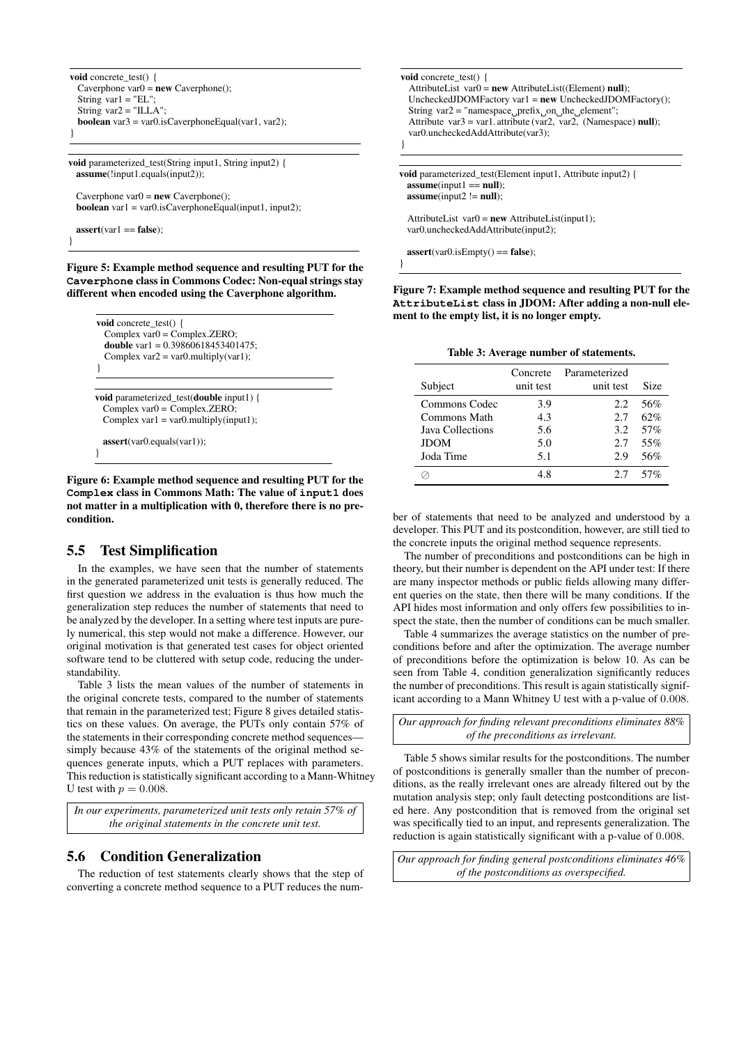```
void concrete_test() {
  Caverphone var0 = new Caverphone();
  String var1 = "EL";
  String var2 = "ILLA";
  boolean var3 = var0.isCaverphoneEqual(var1, var2);
}
```

```
void parameterized_test(String input1, String input2) {
  assume(!input1.equals(input2));

  Caverphone var0 = new Caverphone();
  boolean var1 = var0.isCaverphoneEqual(input1, input2);

  assert(var1 == false);
}
```

**Figure 5: Example method sequence and resulting PUT for the `Caverphone` class in Commons Codec: Non-equal strings stay different when encoded using the Caverphone algorithm.**

```
void concrete_test() {
  Complex var0 = Complex.ZERO;
  double var1 = 0.39860618453401475;
  Complex var2 = var0.multiply(var1);
}
```

```
void parameterized_test(double input1) {
  Complex var0 = Complex.ZERO;
  Complex var1 = var0.multiply(input1);

  assert(var0.equals(var1));
}
```

**Figure 6: Example method sequence and resulting PUT for the `Complex` class in Commons Math: The value of `input1` does not matter in a multiplication with 0, therefore there is no precondition.**

## 5.5 Test Simplification

In the examples, we have seen that the number of statements in the generated parameterized unit tests is generally reduced. The first question we address in the evaluation is thus how much the generalization step reduces the number of statements that need to be analyzed by the developer. In a setting where test inputs are purely numerical, this step would not make a difference. However, our original motivation is that generated test cases for object oriented software tend to be cluttered with setup code, reducing the understandability.

Table 3 lists the mean values of the number of statements in the original concrete tests, compared to the number of statements that remain in the parameterized test; Figure 8 gives detailed statistics on these values. On average, the PUTs only contain 57% of the statements in their corresponding concrete method sequences—simply because 43% of the statements of the original method sequences generate inputs, which a PUT replaces with parameters. This reduction is statistically significant according to a Mann-Whitney U test with $p = 0.008$.

*In our experiments, parameterized unit tests only retain 57% of the original statements in the concrete unit test.*

## 5.6 Condition Generalization

The reduction of test statements clearly shows that the step of converting a concrete method sequence to a PUT reduces the number of statements that need to be analyzed and understood by a developer. This PUT and its postcondition, however, are still tied to the concrete inputs the original method sequence represents.

```
void concrete_test() {
  AttributeList var0 = new AttributeList((Element) null);
  UncheckedJDOMFactory var1 = new UncheckedJDOMFactory();
  String var2 = "namespace prefix on the element";
  Attribute var3 = var1.attribute(var2, var2, (Namespace) null);
  var0.uncheckedAddAttribute(var3);
}
```

```
void parameterized_test(Element input1, Attribute input2) {
  assume(input1 == null);
  assume(input2 != null);

  AttributeList var0 = new AttributeList(input1);
  var0.uncheckedAddAttribute(input2);

  assert(var0.isEmpty() == false);
}
```

**Figure 7: Example method sequence and resulting PUT for the `AttributeList` class in JDOM: After adding a non-null element to the empty list, it is no longer empty.**

**Table 3: Average number of statements.**

| Subject | Concrete unit test | Parameterized unit test | Size |
|---|---|---|---|
| Commons Codec | 3.9 | 2.2 | 56% |
| Commons Math | 4.3 | 2.7 | 62% |
| Java Collections | 5.6 | 3.2 | 57% |
| JDOM | 5.0 | 2.7 | 55% |
| Joda Time | 5.1 | 2.9 | 56% |
| ⊘ | 4.8 | 2.7 | 57% |

The number of preconditions and postconditions can be high in theory, but their number is dependent on the API under test: If there are many inspector methods or public fields allowing many different queries on the state, then there will be many conditions. If the API hides most information and only offers few possibilities to inspect the state, then the number of conditions can be much smaller.

Table 4 summarizes the average statistics on the number of preconditions before and after the optimization. The average number of preconditions before the optimization is below 10. As can be seen from Table 4, condition generalization significantly reduces the number of preconditions. This result is again statistically significant according to a Mann Whitney U test with a p-value of $0.008$.

*Our approach for finding relevant preconditions eliminates 88% of the preconditions as irrelevant.*

Table 5 shows similar results for the postconditions. The number of postconditions is generally smaller than the number of preconditions, as the really irrelevant ones are already filtered out by the mutation analysis step; only fault detecting postconditions are listed here. Any postcondition that is removed from the original set was specifically tied to an input, and represents generalization. The reduction is again statistically significant with a p-value of $0.008$.

*Our approach for finding general postconditions eliminates 46% of the postconditions as overspecified.*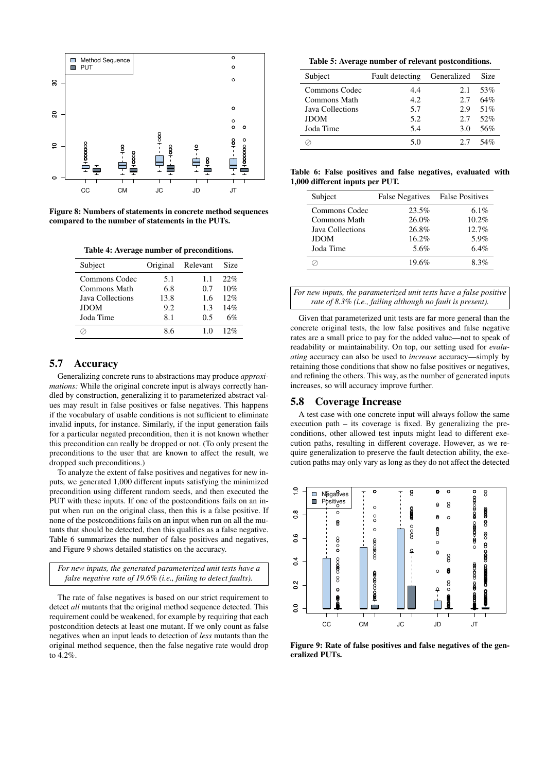Figure 8: Numbers of statements in concrete method sequences compared to the number of statements in the PUTs.

Table 4: Average number of preconditions.

| Subject | Original | Relevant | Size |
|---|---|---|---|
| Commons Codec | 5.1 | 1.1 | 22% |
| Commons Math | 6.8 | 0.7 | 10% |
| Java Collections | 13.8 | 1.6 | 12% |
| JDOM | 9.2 | 1.3 | 14% |
| Joda Time | 8.1 | 0.5 | 6% |
| ⊘ | 8.6 | 1.0 | 12% |

## 5.7 Accuracy

Generalizing concrete runs to abstractions may produce *approximations:* While the original concrete input is always correctly handled by construction, generalizing it to parameterized abstract values may result in false positives or false negatives. This happens if the vocabulary of usable conditions is not sufficient to eliminate invalid inputs, for instance. Similarly, if the input generation fails for a particular negated precondition, then it is not known whether this precondition can really be dropped or not. (To only present the preconditions to the user that are known to affect the result, we dropped such preconditions.)

To analyze the extent of false positives and negatives for new inputs, we generated 1,000 different inputs satisfying the minimized precondition using different random seeds, and then executed the PUT with these inputs. If one of the postconditions fails on an input when run on the original class, then this is a false positive. If none of the postconditions fails on an input when run on all the mutants that should be detected, then this qualifies as a false negative. Table 6 summarizes the number of false positives and negatives, and Figure 9 shows detailed statistics on the accuracy.

*For new inputs, the generated parameterized unit tests have a false negative rate of 19.6% (i.e., failing to detect faults).*

The rate of false negatives is based on our strict requirement to detect *all* mutants that the original method sequence detected. This requirement could be weakened, for example by requiring that each postcondition detects at least one mutant. If we only count as false negatives when an input leads to detection of *less* mutants than the original method sequence, then the false negative rate would drop to 4.2%.

Table 5: Average number of relevant postconditions.

| Subject | Fault detecting | Generalized | Size |
|---|---|---|---|
| Commons Codec | 4.4 | 2.1 | 53% |
| Commons Math | 4.2 | 2.7 | 64% |
| Java Collections | 5.7 | 2.9 | 51% |
| JDOM | 5.2 | 2.7 | 52% |
| Joda Time | 5.4 | 3.0 | 56% |
| ⊘ | 5.0 | 2.7 | 54% |

Table 6: False positives and false negatives, evaluated with 1,000 different inputs per PUT.

| Subject | False Negatives | False Positives |
|---|---|---|
| Commons Codec | 23.5% | 6.1% |
| Commons Math | 26.0% | 10.2% |
| Java Collections | 26.8% | 12.7% |
| JDOM | 16.2% | 5.9% |
| Joda Time | 5.6% | 6.4% |
| ⊘ | 19.6% | 8.3% |

*For new inputs, the parameterized unit tests have a false positive rate of 8.3% (i.e., failing although no fault is present).*

Given that parameterized unit tests are far more general than the concrete original tests, the low false positives and false negative rates are a small price to pay for the added value—not to speak of readability or maintainability. On top, our setting used for *evaluating* accuracy can also be used to *increase* accuracy—simply by retaining those conditions that show no false positives or negatives, and refining the others. This way, as the number of generated inputs increases, so will accuracy improve further.

## 5.8 Coverage Increase

A test case with one concrete input will always follow the same execution path – its coverage is fixed. By generalizing the preconditions, other allowed test inputs might lead to different execution paths, resulting in different coverage. However, as we require generalization to preserve the fault detection ability, the execution paths may only vary as long as they do not affect the detected

Figure 9: Rate of false positives and false negatives of the generalized PUTs.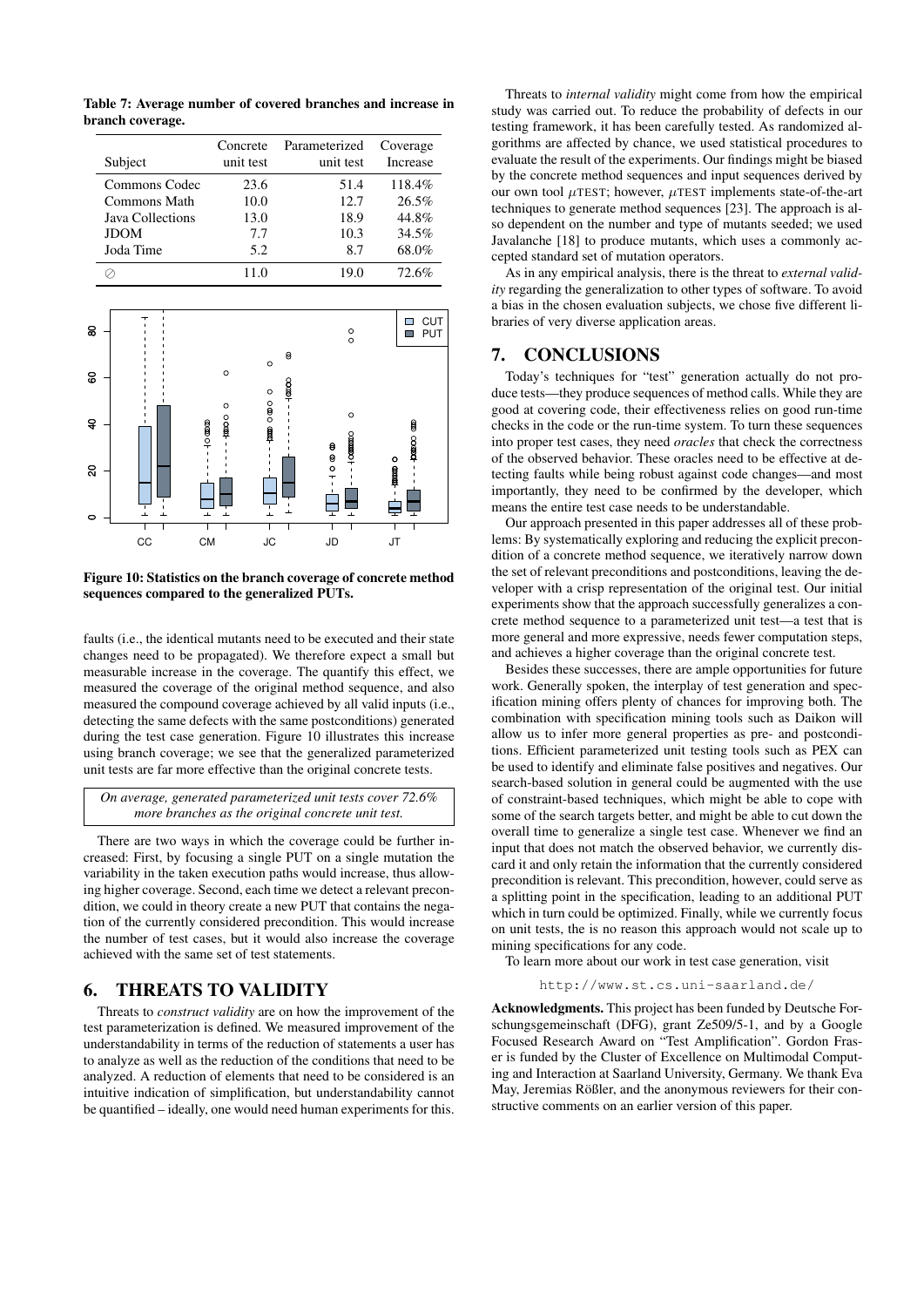**Table 7: Average number of covered branches and increase in branch coverage.**

| Subject | Concrete unit test | Parameterized unit test | Coverage Increase |
|---|---|---|---|
| Commons Codec | 23.6 | 51.4 | 118.4% |
| Commons Math | 10.0 | 12.7 | 26.5% |
| Java Collections | 13.0 | 18.9 | 44.8% |
| JDOM | 7.7 | 10.3 | 34.5% |
| Joda Time | 5.2 | 8.7 | 68.0% |
| ⊘ | 11.0 | 19.0 | 72.6% |

CUT
PUT
0
20
40
60
80
CC
CM
JC
JD
JT

**Figure 10: Statistics on the branch coverage of concrete method sequences compared to the generalized PUTs.**

faults (i.e., the identical mutants need to be executed and their state changes need to be propagated). We therefore expect a small but measurable increase in the coverage. The quantify this effect, we measured the coverage of the original method sequence, and also measured the compound coverage achieved by all valid inputs (i.e., detecting the same defects with the same postconditions) generated during the test case generation. Figure 10 illustrates this increase using branch coverage; we see that the generalized parameterized unit tests are far more effective than the original concrete tests.

> *On average, generated parameterized unit tests cover 72.6% more branches as the original concrete unit test.*

There are two ways in which the coverage could be further increased: First, by focusing a single PUT on a single mutation the variability in the taken execution paths would increase, thus allowing higher coverage. Second, each time we detect a relevant precondition, we could in theory create a new PUT that contains the negation of the currently considered precondition. This would increase the number of test cases, but it would also increase the coverage achieved with the same set of test statements.

## 6. THREATS TO VALIDITY

Threats to *construct validity* are on how the improvement of the test parameterization is defined. We measured improvement of the understandability in terms of the reduction of statements a user has to analyze as well as the reduction of the conditions that need to be analyzed. A reduction of elements that need to be considered is an intuitive indication of simplification, but understandability cannot be quantified – ideally, one would need human experiments for this.

Threats to *internal validity* might come from how the empirical study was carried out. To reduce the probability of defects in our testing framework, it has been carefully tested. As randomized algorithms are affected by chance, we used statistical procedures to evaluate the result of the experiments. Our findings might be biased by the concrete method sequences and input sequences derived by our own tool $\mu$TEST; however, $\mu$TEST implements state-of-the-art techniques to generate method sequences [23]. The approach is also dependent on the number and type of mutants seeded; we used Javalanche [18] to produce mutants, which uses a commonly accepted standard set of mutation operators.

As in any empirical analysis, there is the threat to *external validity* regarding the generalization to other types of software. To avoid a bias in the chosen evaluation subjects, we chose five different libraries of very diverse application areas.

## 7. CONCLUSIONS

Today's techniques for "test" generation actually do not produce tests—they produce sequences of method calls. While they are good at covering code, their effectiveness relies on good run-time checks in the code or the run-time system. To turn these sequences into proper test cases, they need *oracles* that check the correctness of the observed behavior. These oracles need to be effective at detecting faults while being robust against code changes—and most importantly, they need to be confirmed by the developer, which means the entire test case needs to be understandable.

Our approach presented in this paper addresses all of these problems: By systematically exploring and reducing the explicit precondition of a concrete method sequence, we iteratively narrow down the set of relevant preconditions and postconditions, leaving the developer with a crisp representation of the original test. Our initial experiments show that the approach successfully generalizes a concrete method sequence to a parameterized unit test—a test that is more general and more expressive, needs fewer computation steps, and achieves a higher coverage than the original concrete test.

Besides these successes, there are ample opportunities for future work. Generally spoken, the interplay of test generation and specification mining offers plenty of chances for improving both. The combination with specification mining tools such as Daikon will allow us to infer more general properties as pre- and postconditions. Efficient parameterized unit testing tools such as PEX can be used to identify and eliminate false positives and negatives. Our search-based solution in general could be augmented with the use of constraint-based techniques, which might be able to cope with some of the search targets better, and might be able to cut down the overall time to generalize a single test case. Whenever we find an input that does not match the observed behavior, we currently discard it and only retain the information that the currently considered precondition is relevant. This precondition, however, could serve as a splitting point in the specification, leading to an additional PUT which in turn could be optimized. Finally, while we currently focus on unit tests, the is no reason this approach would not scale up to mining specifications for any code.

To learn more about our work in test case generation, visit

http://www.st.cs.uni-saarland.de/

**Acknowledgments.** This project has been funded by Deutsche Forschungsgemeinschaft (DFG), grant Ze509/5-1, and by a Google Focused Research Award on "Test Amplification". Gordon Fraser is funded by the Cluster of Excellence on Multimodal Computing and Interaction at Saarland University, Germany. We thank Eva May, Jeremias Rößler, and the anonymous reviewers for their constructive comments on an earlier version of this paper.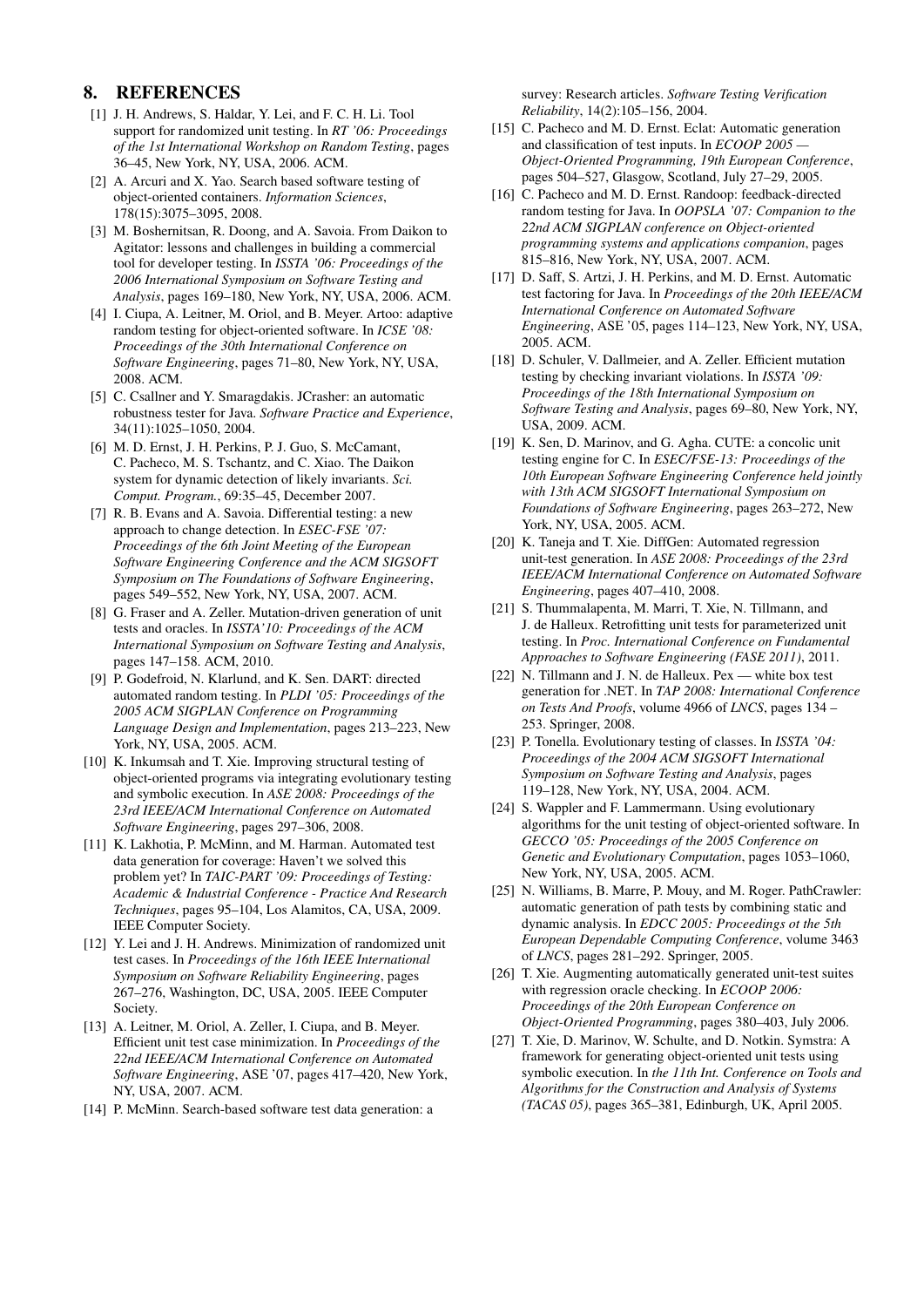## 8. REFERENCES

[1] J. H. Andrews, S. Haldar, Y. Lei, and F. C. H. Li. Tool support for randomized unit testing. In *RT '06: Proceedings of the 1st International Workshop on Random Testing*, pages 36–45, New York, NY, USA, 2006. ACM.

[2] A. Arcuri and X. Yao. Search based software testing of object-oriented containers. *Information Sciences*, 178(15):3075–3095, 2008.

[3] M. Boshernitsan, R. Doong, and A. Savoia. From Daikon to Agitator: lessons and challenges in building a commercial tool for developer testing. In *ISSTA '06: Proceedings of the 2006 International Symposium on Software Testing and Analysis*, pages 169–180, New York, NY, USA, 2006. ACM.

[4] I. Ciupa, A. Leitner, M. Oriol, and B. Meyer. Artoo: adaptive random testing for object-oriented software. In *ICSE '08: Proceedings of the 30th International Conference on Software Engineering*, pages 71–80, New York, NY, USA, 2008. ACM.

[5] C. Csallner and Y. Smaragdakis. JCrasher: an automatic robustness tester for Java. *Software Practice and Experience*, 34(11):1025–1050, 2004.

[6] M. D. Ernst, J. H. Perkins, P. J. Guo, S. McCamant, C. Pacheco, M. S. Tschantz, and C. Xiao. The Daikon system for dynamic detection of likely invariants. *Sci. Comput. Program.*, 69:35–45, December 2007.

[7] R. B. Evans and A. Savoia. Differential testing: a new approach to change detection. In *ESEC-FSE '07: Proceedings of the 6th Joint Meeting of the European Software Engineering Conference and the ACM SIGSOFT Symposium on The Foundations of Software Engineering*, pages 549–552, New York, NY, USA, 2007. ACM.

[8] G. Fraser and A. Zeller. Mutation-driven generation of unit tests and oracles. In *ISSTA'10: Proceedings of the ACM International Symposium on Software Testing and Analysis*, pages 147–158. ACM, 2010.

[9] P. Godefroid, N. Klarlund, and K. Sen. DART: directed automated random testing. In *PLDI '05: Proceedings of the 2005 ACM SIGPLAN Conference on Programming Language Design and Implementation*, pages 213–223, New York, NY, USA, 2005. ACM.

[10] K. Inkumsah and T. Xie. Improving structural testing of object-oriented programs via integrating evolutionary testing and symbolic execution. In *ASE 2008: Proceedings of the 23rd IEEE/ACM International Conference on Automated Software Engineering*, pages 297–306, 2008.

[11] K. Lakhotia, P. McMinn, and M. Harman. Automated test data generation for coverage: Haven't we solved this problem yet? In *TAIC-PART '09: Proceedings of Testing: Academic & Industrial Conference - Practice And Research Techniques*, pages 95–104, Los Alamitos, CA, USA, 2009. IEEE Computer Society.

[12] Y. Lei and J. H. Andrews. Minimization of randomized unit test cases. In *Proceedings of the 16th IEEE International Symposium on Software Reliability Engineering*, pages 267–276, Washington, DC, USA, 2005. IEEE Computer Society.

[13] A. Leitner, M. Oriol, A. Zeller, I. Ciupa, and B. Meyer. Efficient unit test case minimization. In *Proceedings of the 22nd IEEE/ACM International Conference on Automated Software Engineering*, ASE '07, pages 417–420, New York, NY, USA, 2007. ACM.

[14] P. McMinn. Search-based software test data generation: a survey: Research articles. *Software Testing Verification Reliability*, 14(2):105–156, 2004.

[15] C. Pacheco and M. D. Ernst. Eclat: Automatic generation and classification of test inputs. In *ECOOP 2005 — Object-Oriented Programming, 19th European Conference*, pages 504–527, Glasgow, Scotland, July 27–29, 2005.

[16] C. Pacheco and M. D. Ernst. Randoop: feedback-directed random testing for Java. In *OOPSLA '07: Companion to the 22nd ACM SIGPLAN conference on Object-oriented programming systems and applications companion*, pages 815–816, New York, NY, USA, 2007. ACM.

[17] D. Saff, S. Artzi, J. H. Perkins, and M. D. Ernst. Automatic test factoring for Java. In *Proceedings of the 20th IEEE/ACM International Conference on Automated Software Engineering*, ASE '05, pages 114–123, New York, NY, USA, 2005. ACM.

[18] D. Schuler, V. Dallmeier, and A. Zeller. Efficient mutation testing by checking invariant violations. In *ISSTA '09: Proceedings of the 18th International Symposium on Software Testing and Analysis*, pages 69–80, New York, NY, USA, 2009. ACM.

[19] K. Sen, D. Marinov, and G. Agha. CUTE: a concolic unit testing engine for C. In *ESEC/FSE-13: Proceedings of the 10th European Software Engineering Conference held jointly with 13th ACM SIGSOFT International Symposium on Foundations of Software Engineering*, pages 263–272, New York, NY, USA, 2005. ACM.

[20] K. Taneja and T. Xie. DiffGen: Automated regression unit-test generation. In *ASE 2008: Proceedings of the 23rd IEEE/ACM International Conference on Automated Software Engineering*, pages 407–410, 2008.

[21] S. Thummalapenta, M. Marri, T. Xie, N. Tillmann, and J. de Halleux. Retrofitting unit tests for parameterized unit testing. In *Proc. International Conference on Fundamental Approaches to Software Engineering (FASE 2011)*, 2011.

[22] N. Tillmann and J. N. de Halleux. Pex — white box test generation for .NET. In *TAP 2008: International Conference on Tests And Proofs*, volume 4966 of *LNCS*, pages 134 – 253. Springer, 2008.

[23] P. Tonella. Evolutionary testing of classes. In *ISSTA '04: Proceedings of the 2004 ACM SIGSOFT International Symposium on Software Testing and Analysis*, pages 119–128, New York, NY, USA, 2004. ACM.

[24] S. Wappler and F. Lammermann. Using evolutionary algorithms for the unit testing of object-oriented software. In *GECCO '05: Proceedings of the 2005 Conference on Genetic and Evolutionary Computation*, pages 1053–1060, New York, NY, USA, 2005. ACM.

[25] N. Williams, B. Marre, P. Mouy, and M. Roger. PathCrawler: automatic generation of path tests by combining static and dynamic analysis. In *EDCC 2005: Proceedings ot the 5th European Dependable Computing Conference*, volume 3463 of *LNCS*, pages 281–292. Springer, 2005.

[26] T. Xie. Augmenting automatically generated unit-test suites with regression oracle checking. In *ECOOP 2006: Proceedings of the 20th European Conference on Object-Oriented Programming*, pages 380–403, July 2006.

[27] T. Xie, D. Marinov, W. Schulte, and D. Notkin. Symstra: A framework for generating object-oriented unit tests using symbolic execution. In *the 11th Int. Conference on Tools and Algorithms for the Construction and Analysis of Systems (TACAS 05)*, pages 365–381, Edinburgh, UK, April 2005.